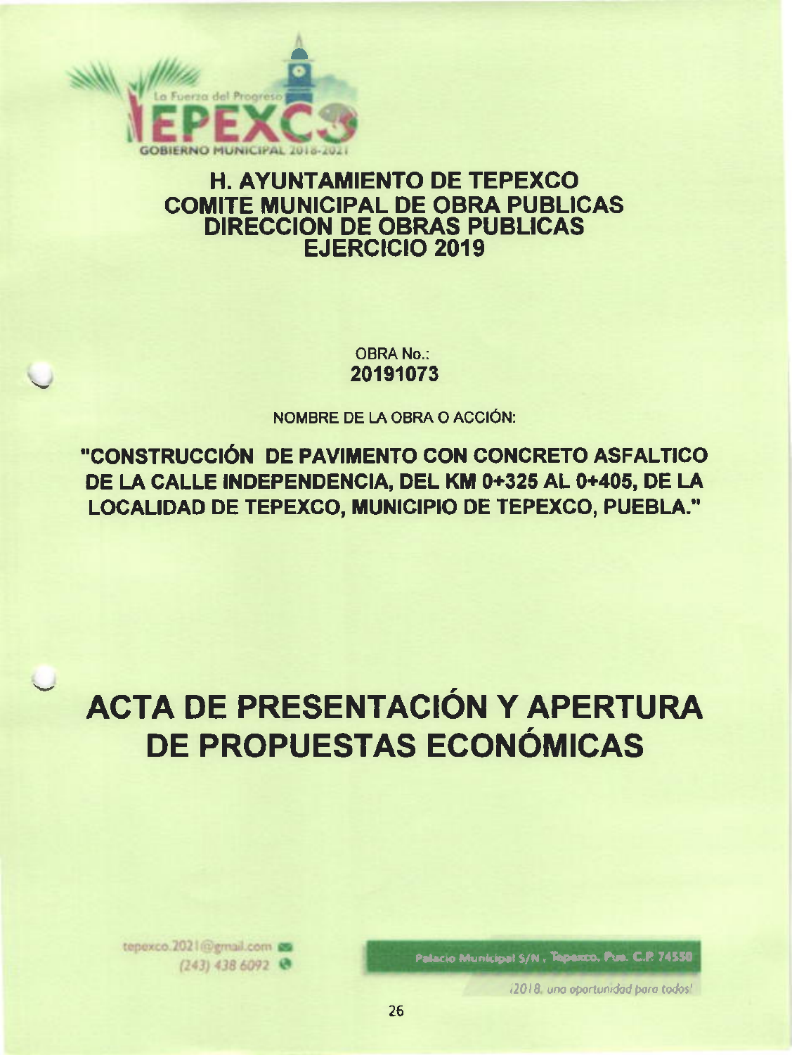La Fuerza del Progreso

TEPEXCO

GOBIERNO MUNICIPAL 2018-2021

## H. AYUNTAMIENTO DE TEPEXCO
## COMITE MUNICIPAL DE OBRA PUBLICAS
## DIRECCION DE OBRAS PUBLICAS
## EJERCICIO 2019

OBRA No.:

**20191073**

NOMBRE DE LA OBRA O ACCIÓN:

**"CONSTRUCCIÓN DE PAVIMENTO CON CONCRETO ASFALTICO DE LA CALLE INDEPENDENCIA, DEL KM 0+325 AL 0+405, DE LA LOCALIDAD DE TEPEXCO, MUNICIPIO DE TEPEXCO, PUEBLA."**

# ACTA DE PRESENTACIÓN Y APERTURA DE PROPUESTAS ECONÓMICAS

tepexco.2021@gmail.com

(243) 438 6092

Palacio Municipal S/N, Tepexco, Pue. C.P. 74550

¡2018, una oportunidad para todos!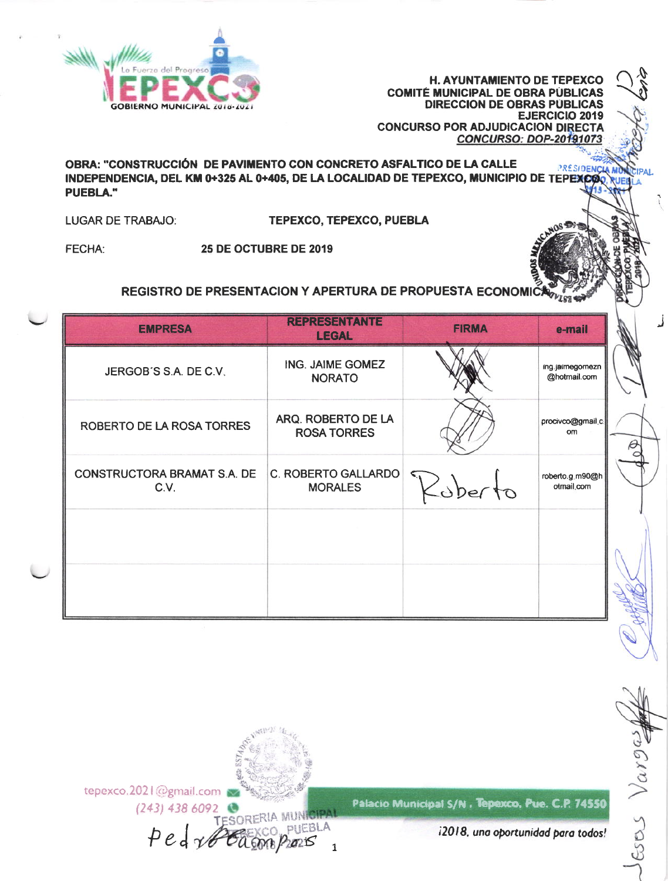H. AYUNTAMIENTO DE TEPEXCO
COMITÉ MUNICIPAL DE OBRA PÚBLICAS
DIRECCION DE OBRAS PÚBLICAS
EJERCICIO 2019
CONCURSO POR ADJUDICACION DIRECTA
CONCURSO: DOP-20191073

**OBRA: "CONSTRUCCIÓN DE PAVIMENTO CON CONCRETO ASFALTICO DE LA CALLE INDEPENDENCIA, DEL KM 0+325 AL 0+405, DE LA LOCALIDAD DE TEPEXCO, MUNICIPIO DE TEPEXCO, PUEBLA."**

LUGAR DE TRABAJO: **TEPEXCO, TEPEXCO, PUEBLA**

FECHA: **25 DE OCTUBRE DE 2019**

## REGISTRO DE PRESENTACION Y APERTURA DE PROPUESTA ECONOMICA

| EMPRESA | REPRESENTANTE LEGAL | FIRMA | e-mail |
|---|---|---|---|
| JERGOB´S S.A. DE C.V. | ING. JAIME GOMEZ NORATO | | ing.jaimegomezn@hotmail.com |
| ROBERTO DE LA ROSA TORRES | ARQ. ROBERTO DE LA ROSA TORRES | | procivco@gmail.com |
| CONSTRUCTORA BRAMAT S.A. DE C.V. | C. ROBERTO GALLARDO MORALES | Roberto | roberto.g.m90@hotmail.com |
| | | | |
| | | | |

tepexco.2021@gmail.com
(243) 438 6092
Palacio Municipal S/N , Tepexco, Pue. C.P. 74550
¡2018, una oportunidad para todos!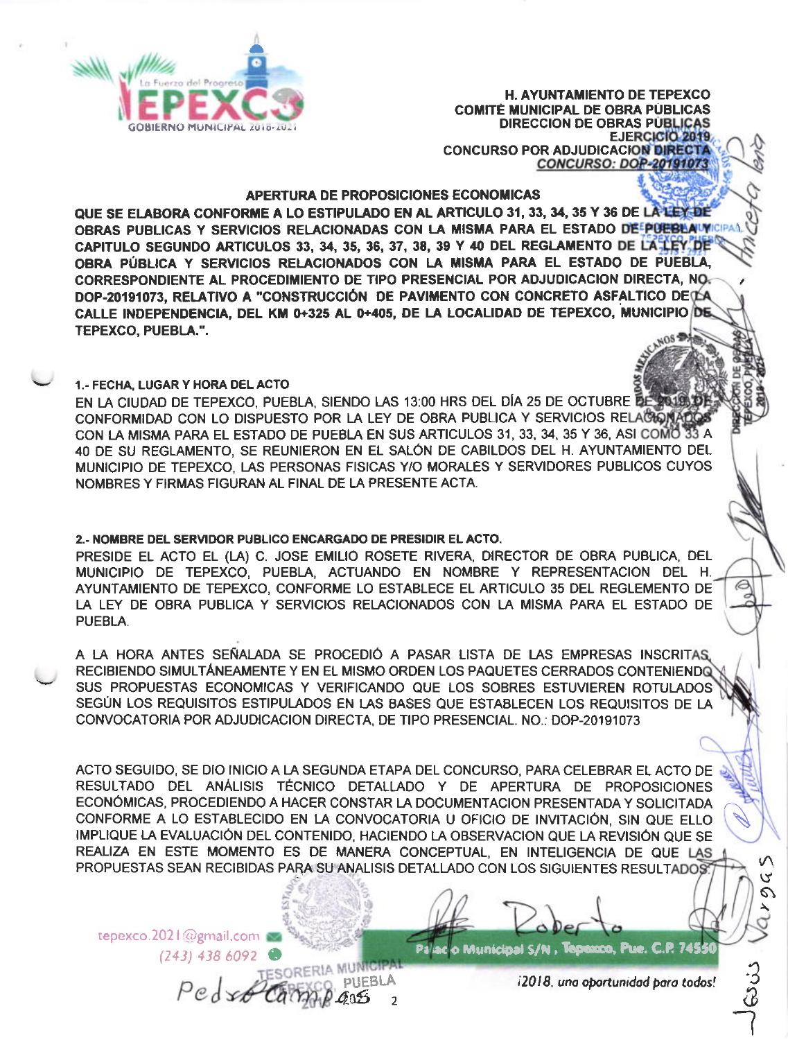H. AYUNTAMIENTO DE TEPEXCO
COMITÉ MUNICIPAL DE OBRA PÚBLICAS
DIRECCION DE OBRAS PÚBLICAS
EJERCICIO 2019
CONCURSO POR ADJUDICACION DIRECTA
*CONCURSO: DOP-20191073*

## APERTURA DE PROPOSICIONES ECONOMICAS

**QUE SE ELABORA CONFORME A LO ESTIPULADO EN AL ARTICULO 31, 33, 34, 35 Y 36 DE LA LEY DE OBRAS PUBLICAS Y SERVICIOS RELACIONADAS CON LA MISMA PARA EL ESTADO DE PUEBLA Y CAPITULO SEGUNDO ARTICULOS 33, 34, 35, 36, 37, 38, 39 Y 40 DEL REGLAMENTO DE LA LEY DE OBRA PÚBLICA Y SERVICIOS RELACIONADOS CON LA MISMA PARA EL ESTADO DE PUEBLA, CORRESPONDIENTE AL PROCEDIMIENTO DE TIPO PRESENCIAL POR ADJUDICACION DIRECTA, NO. DOP-20191073, RELATIVO A "CONSTRUCCIÓN DE PAVIMENTO CON CONCRETO ASFALTICO DE LA CALLE INDEPENDENCIA, DEL KM 0+325 AL 0+405, DE LA LOCALIDAD DE TEPEXCO, MUNICIPIO DE TEPEXCO, PUEBLA.".**

**1.- FECHA, LUGAR Y HORA DEL ACTO**

EN LA CIUDAD DE TEPEXCO, PUEBLA, SIENDO LAS 13:00 HRS DEL DÍA 25 DE OCTUBRE DE 2019, DE CONFORMIDAD CON LO DISPUESTO POR LA LEY DE OBRA PUBLICA Y SERVICIOS RELACIONADOS CON LA MISMA PARA EL ESTADO DE PUEBLA EN SUS ARTICULOS 31, 33, 34, 35 Y 36, ASI COMO 33 A 40 DE SU REGLAMENTO, SE REUNIERON EN EL SALÓN DE CABILDOS DEL H. AYUNTAMIENTO DEL MUNICIPIO DE TEPEXCO, LAS PERSONAS FISICAS Y/O MORALES Y SERVIDORES PUBLICOS CUYOS NOMBRES Y FIRMAS FIGURAN AL FINAL DE LA PRESENTE ACTA.

**2.- NOMBRE DEL SERVIDOR PUBLICO ENCARGADO DE PRESIDIR EL ACTO.**

PRESIDE EL ACTO EL (LA) C. JOSE EMILIO ROSETE RIVERA, DIRECTOR DE OBRA PUBLICA, DEL MUNICIPIO DE TEPEXCO, PUEBLA, ACTUANDO EN NOMBRE Y REPRESENTACION DEL H. AYUNTAMIENTO DE TEPEXCO, CONFORME LO ESTABLECE EL ARTICULO 35 DEL REGLEMENTO DE LA LEY DE OBRA PUBLICA Y SERVICIOS RELACIONADOS CON LA MISMA PARA EL ESTADO DE PUEBLA.

A LA HORA ANTES SEÑALADA SE PROCEDIÓ A PASAR LISTA DE LAS EMPRESAS INSCRITAS, RECIBIENDO SIMULTÁNEAMENTE Y EN EL MISMO ORDEN LOS PAQUETES CERRADOS CONTENIENDO SUS PROPUESTAS ECONOMICAS Y VERIFICANDO QUE LOS SOBRES ESTUVIEREN ROTULADOS SEGÚN LOS REQUISITOS ESTIPULADOS EN LAS BASES QUE ESTABLECEN LOS REQUISITOS DE LA CONVOCATORIA POR ADJUDICACION DIRECTA, DE TIPO PRESENCIAL. NO.: DOP-20191073

ACTO SEGUIDO, SE DIO INICIO A LA SEGUNDA ETAPA DEL CONCURSO, PARA CELEBRAR EL ACTO DE RESULTADO DEL ANÁLISIS TÉCNICO DETALLADO Y DE APERTURA DE PROPOSICIONES ECONÓMICAS, PROCEDIENDO A HACER CONSTAR LA DOCUMENTACION PRESENTADA Y SOLICITADA CONFORME A LO ESTABLECIDO EN LA CONVOCATORIA U OFICIO DE INVITACIÓN, SIN QUE ELLO IMPLIQUE LA EVALUACIÓN DEL CONTENIDO, HACIENDO LA OBSERVACION QUE LA REVISIÓN QUE SE REALIZA EN ESTE MOMENTO ES DE MANERA CONCEPTUAL, EN INTELIGENCIA DE QUE LAS PROPUESTAS SEAN RECIBIDAS PARA SU ANALISIS DETALLADO CON LOS SIGUIENTES RESULTADOS:

tepexco.2021@gmail.com
(243) 438 6092
Palacio Municipal S/N, Tepexco, Pue. C.P. 74550
¡2018, una oportunidad para todos!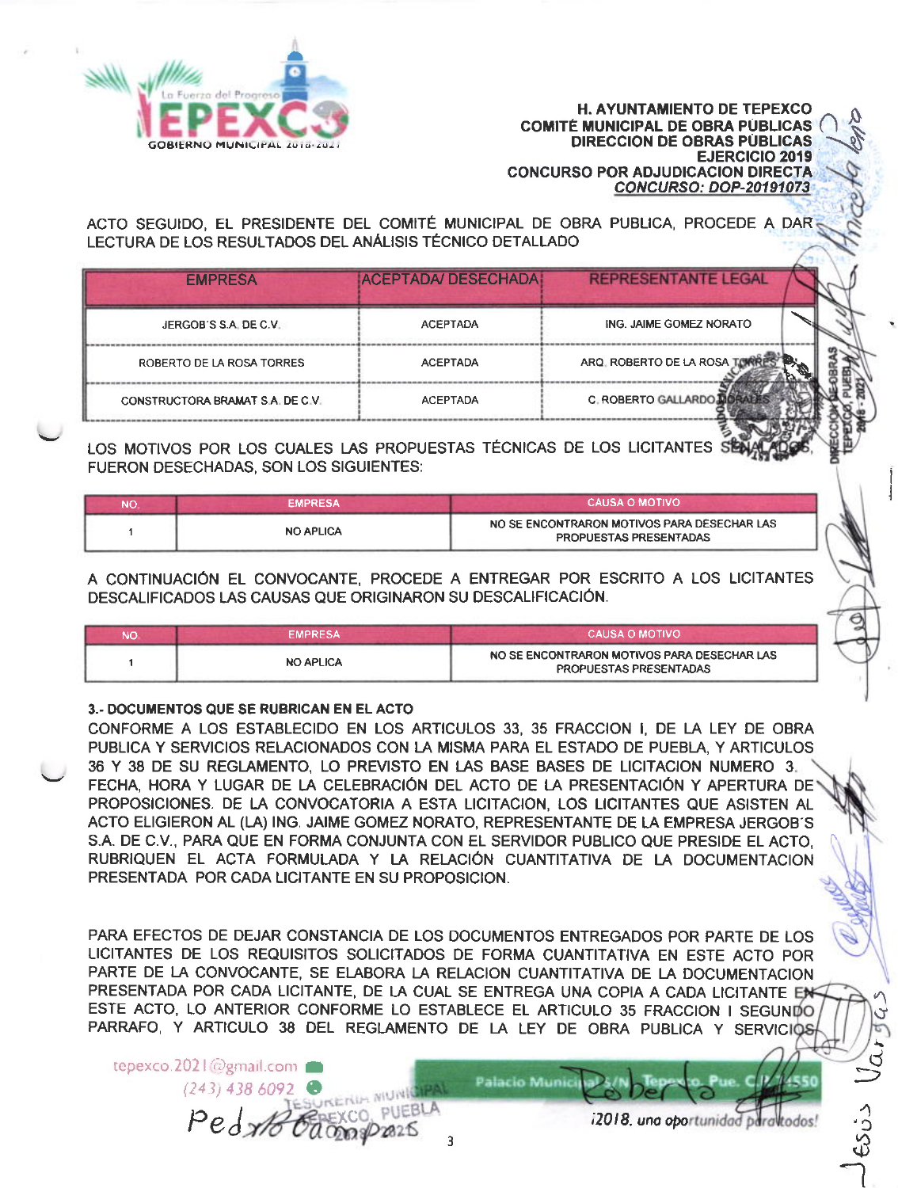**H. AYUNTAMIENTO DE TEPEXCO**
**COMITÉ MUNICIPAL DE OBRA PÚBLICAS**
**DIRECCION DE OBRAS PÚBLICAS**
**EJERCICIO 2019**
**CONCURSO POR ADJUDICACION DIRECTA**
***CONCURSO: DOP-20191073***

ACTO SEGUIDO, EL PRESIDENTE DEL COMITÉ MUNICIPAL DE OBRA PUBLICA, PROCEDE A DAR LECTURA DE LOS RESULTADOS DEL ANÁLISIS TÉCNICO DETALLADO

| EMPRESA | ACEPTADA/ DESECHADA | REPRESENTANTE LEGAL |
|---|---|---|
| JERGOB´S S.A. DE C.V. | ACEPTADA | ING. JAIME GOMEZ NORATO |
| ROBERTO DE LA ROSA TORRES | ACEPTADA | ARQ. ROBERTO DE LA ROSA TORRES |
| CONSTRUCTORA BRAMAT S.A. DE C.V. | ACEPTADA | C. ROBERTO GALLARDO MORALES |

LOS MOTIVOS POR LOS CUALES LAS PROPUESTAS TÉCNICAS DE LOS LICITANTES SEÑALADOS, FUERON DESECHADAS, SON LOS SIGUIENTES:

| NO. | EMPRESA | CAUSA O MOTIVO |
|---|---|---|
| 1 | NO APLICA | NO SE ENCONTRARON MOTIVOS PARA DESECHAR LAS PROPUESTAS PRESENTADAS |

A CONTINUACIÓN EL CONVOCANTE, PROCEDE A ENTREGAR POR ESCRITO A LOS LICITANTES DESCALIFICADOS LAS CAUSAS QUE ORIGINARON SU DESCALIFICACIÓN.

| NO. | EMPRESA | CAUSA O MOTIVO |
|---|---|---|
| 1 | NO APLICA | NO SE ENCONTRARON MOTIVOS PARA DESECHAR LAS PROPUESTAS PRESENTADAS |

**3.- DOCUMENTOS QUE SE RUBRICAN EN EL ACTO**

CONFORME A LOS ESTABLECIDO EN LOS ARTICULOS 33, 35 FRACCION I, DE LA LEY DE OBRA PUBLICA Y SERVICIOS RELACIONADOS CON LA MISMA PARA EL ESTADO DE PUEBLA, Y ARTICULOS 36 Y 38 DE SU REGLAMENTO, LO PREVISTO EN LAS BASE BASES DE LICITACION NUMERO 3. FECHA, HORA Y LUGAR DE LA CELEBRACIÓN DEL ACTO DE LA PRESENTACIÓN Y APERTURA DE PROPOSICIONES. DE LA CONVOCATORIA A ESTA LICITACION, LOS LICITANTES QUE ASISTEN AL ACTO ELIGIERON AL (LA) ING. JAIME GOMEZ NORATO, REPRESENTANTE DE LA EMPRESA JERGOB´S S.A. DE C.V., PARA QUE EN FORMA CONJUNTA CON EL SERVIDOR PUBLICO QUE PRESIDE EL ACTO, RUBRIQUEN EL ACTA FORMULADA Y LA RELACIÓN CUANTITATIVA DE LA DOCUMENTACION PRESENTADA POR CADA LICITANTE EN SU PROPOSICION.

PARA EFECTOS DE DEJAR CONSTANCIA DE LOS DOCUMENTOS ENTREGADOS POR PARTE DE LOS LICITANTES DE LOS REQUISITOS SOLICITADOS DE FORMA CUANTITATIVA EN ESTE ACTO POR PARTE DE LA CONVOCANTE, SE ELABORA LA RELACION CUANTITATIVA DE LA DOCUMENTACION PRESENTADA POR CADA LICITANTE, DE LA CUAL SE ENTREGA UNA COPIA A CADA LICITANTE EN ESTE ACTO, LO ANTERIOR CONFORME LO ESTABLECE EL ARTICULO 35 FRACCION I SEGUNDO PARRAFO, Y ARTICULO 38 DEL REGLAMENTO DE LA LEY DE OBRA PUBLICA Y SERVICIOS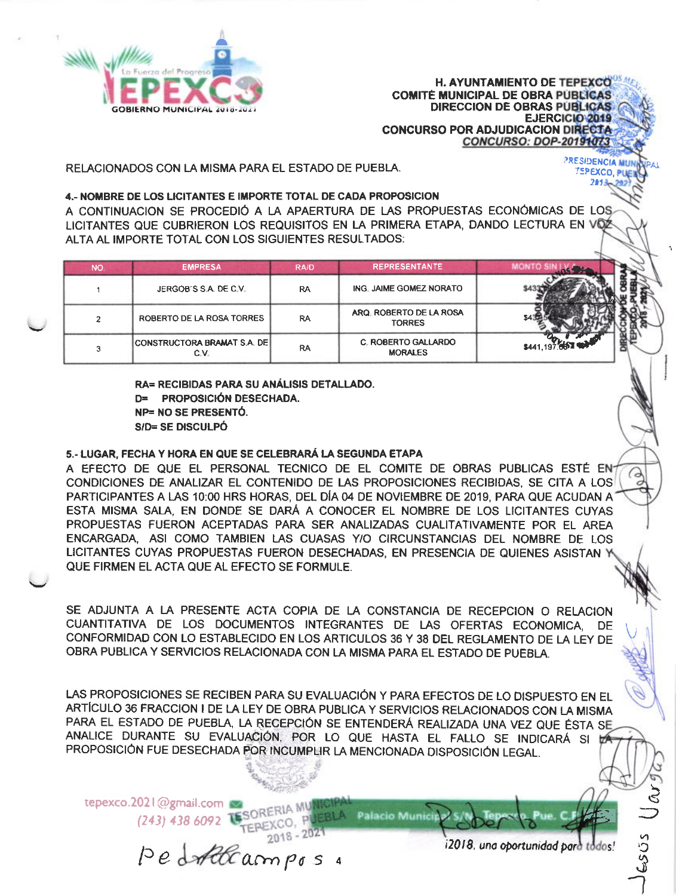**H. AYUNTAMIENTO DE TEPEXCO**
**COMITÉ MUNICIPAL DE OBRA PUBLICAS**
**DIRECCION DE OBRAS PUBLICAS**
**EJERCICIO 2019**
**CONCURSO POR ADJUDICACION DIRECTA**
***CONCURSO: DOP-20191073***

RELACIONADOS CON LA MISMA PARA EL ESTADO DE PUEBLA.

**4.- NOMBRE DE LOS LICITANTES E IMPORTE TOTAL DE CADA PROPOSICION**

A CONTINUACION SE PROCEDIÓ A LA APAERTURA DE LAS PROPUESTAS ECONÓMICAS DE LOS LICITANTES QUE CUBRIERON LOS REQUISITOS EN LA PRIMERA ETAPA, DANDO LECTURA EN VOZ ALTA AL IMPORTE TOTAL CON LOS SIGUIENTES RESULTADOS:

| NO. | EMPRESA | RA/D | REPRESENTANTE | MONTO SIN I.V.A. |
|---|---|---|---|---|
| 1 | JERGOB´S S.A. DE C.V. | RA | ING. JAIME GOMEZ NORATO | $433,... |
| 2 | ROBERTO DE LA ROSA TORRES | RA | ARQ. ROBERTO DE LA ROSA TORRES | $43... |
| 3 | CONSTRUCTORA BRAMAT S.A. DE C.V. | RA | C. ROBERTO GALLARDO MORALES | $441,197.66 |

**RA= RECIBIDAS PARA SU ANÁLISIS DETALLADO.**
**D= PROPOSICIÓN DESECHADA.**
**NP= NO SE PRESENTÓ.**
**S/D= SE DISCULPÓ**

**5.- LUGAR, FECHA Y HORA EN QUE SE CELEBRARÁ LA SEGUNDA ETAPA**

A EFECTO DE QUE EL PERSONAL TECNICO DE EL COMITE DE OBRAS PUBLICAS ESTÉ EN CONDICIONES DE ANALIZAR EL CONTENIDO DE LAS PROPOSICIONES RECIBIDAS, SE CITA A LOS PARTICIPANTES A LAS 10:00 HRS HORAS, DEL DÍA 04 DE NOVIEMBRE DE 2019, PARA QUE ACUDAN A ESTA MISMA SALA, EN DONDE SE DARÁ A CONOCER EL NOMBRE DE LOS LICITANTES CUYAS PROPUESTAS FUERON ACEPTADAS PARA SER ANALIZADAS CUALITATIVAMENTE POR EL AREA ENCARGADA, ASI COMO TAMBIEN LAS CUASAS Y/O CIRCUNSTANCIAS DEL NOMBRE DE LOS LICITANTES CUYAS PROPUESTAS FUERON DESECHADAS, EN PRESENCIA DE QUIENES ASISTAN Y QUE FIRMEN EL ACTA QUE AL EFECTO SE FORMULE.

SE ADJUNTA A LA PRESENTE ACTA COPIA DE LA CONSTANCIA DE RECEPCION O RELACION CUANTITATIVA DE LOS DOCUMENTOS INTEGRANTES DE LAS OFERTAS ECONOMICA, DE CONFORMIDAD CON LO ESTABLECIDO EN LOS ARTICULOS 36 Y 38 DEL REGLAMENTO DE LA LEY DE OBRA PUBLICA Y SERVICIOS RELACIONADA CON LA MISMA PARA EL ESTADO DE PUEBLA.

LAS PROPOSICIONES SE RECIBEN PARA SU EVALUACIÓN Y PARA EFECTOS DE LO DISPUESTO EN EL ARTÍCULO 36 FRACCION I DE LA LEY DE OBRA PUBLICA Y SERVICIOS RELACIONADOS CON LA MISMA PARA EL ESTADO DE PUEBLA, LA RECEPCIÓN SE ENTENDERÁ REALIZADA UNA VEZ QUE ÉSTA SE ANALICE DURANTE SU EVALUACIÓN, POR LO QUE HASTA EL FALLO SE INDICARÁ SI LA PROPOSICIÓN FUE DESECHADA POR INCUMPLIR LA MENCIONADA DISPOSICIÓN LEGAL.

Pedro Campos

Jesús Vargas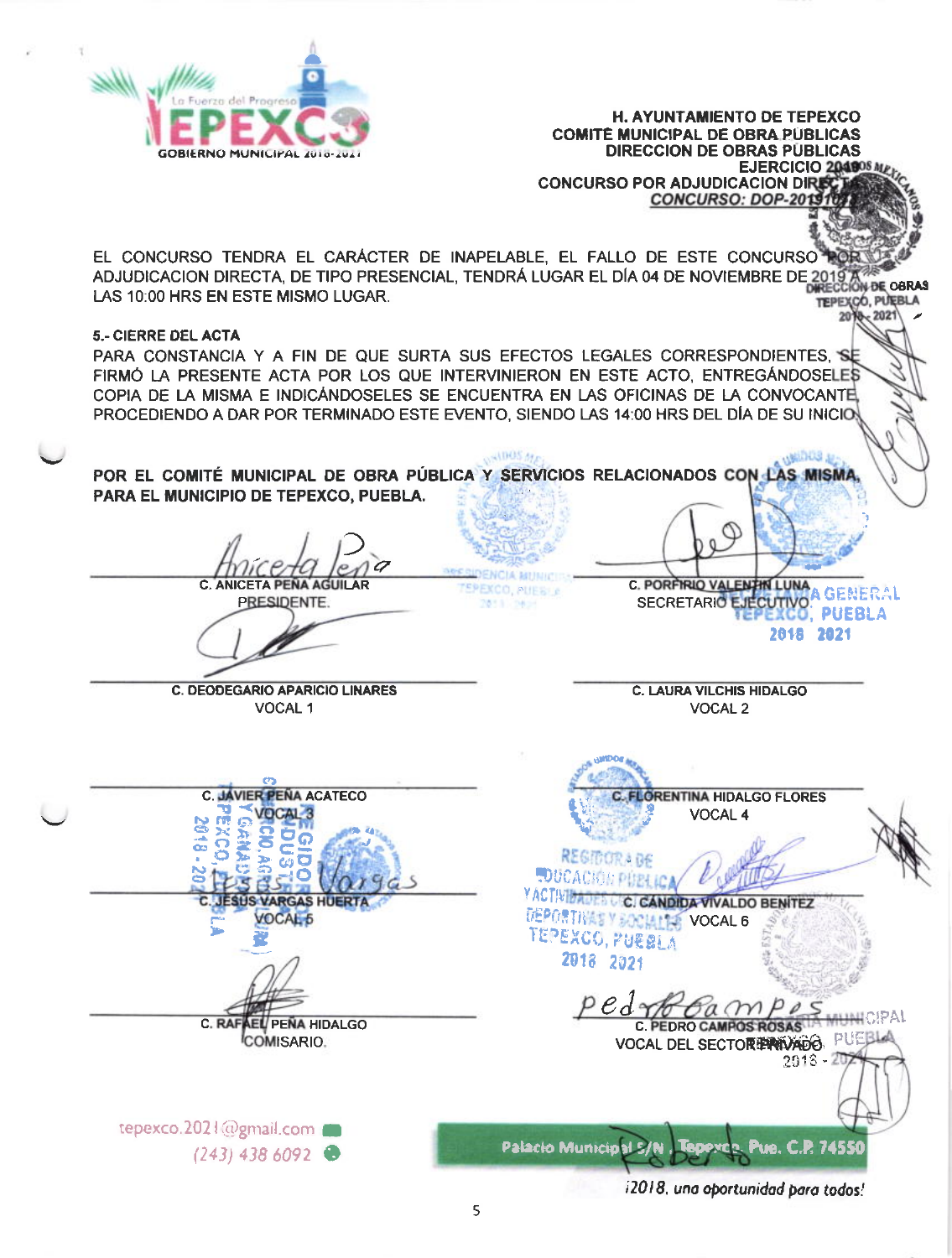H. AYUNTAMIENTO DE TEPEXCO
COMITÉ MUNICIPAL DE OBRA PUBLICAS
DIRECCION DE OBRAS PUBLICAS
EJERCICIO 2019
CONCURSO POR ADJUDICACION DIRECTA
*CONCURSO: DOP-2019101*

EL CONCURSO TENDRA EL CARÁCTER DE INAPELABLE, EL FALLO DE ESTE CONCURSO POR ADJUDICACION DIRECTA, DE TIPO PRESENCIAL, TENDRÁ LUGAR EL DÍA 04 DE NOVIEMBRE DE 2019 A LAS 10:00 HRS EN ESTE MISMO LUGAR.

**5.- CIERRE DEL ACTA**

PARA CONSTANCIA Y A FIN DE QUE SURTA SUS EFECTOS LEGALES CORRESPONDIENTES, SE FIRMÓ LA PRESENTE ACTA POR LOS QUE INTERVINIERON EN ESTE ACTO, ENTREGÁNDOSELES COPIA DE LA MISMA E INDICÁNDOSELES SE ENCUENTRA EN LAS OFICINAS DE LA CONVOCANTE, PROCEDIENDO A DAR POR TERMINADO ESTE EVENTO, SIENDO LAS 14:00 HRS DEL DÍA DE SU INICIO.

**POR EL COMITÉ MUNICIPAL DE OBRA PÚBLICA Y SERVICIOS RELACIONADOS CON LAS MISMA, PARA EL MUNICIPIO DE TEPEXCO, PUEBLA.**

| | |
|---|---|
| **C. ANICETA PEÑA AGUILAR**<br>PRESIDENTE. | **C. PORFIRIO VALENTIN LUNA**<br>SECRETARIO EJECUTIVO. |
| **C. DEODEGARIO APARICIO LINARES**<br>VOCAL 1 | **C. LAURA VILCHIS HIDALGO**<br>VOCAL 2 |
| **C. JAVIER PEÑA ACATECO**<br>VOCAL 3 | **C. FLORENTINA HIDALGO FLORES**<br>VOCAL 4 |
| **C. JESUS VARGAS HUERTA**<br>VOCAL 5 | **C. CANDIDA VIVALDO BENITEZ**<br>VOCAL 6 |
| **C. RAFAEL PEÑA HIDALGO**<br>COMISARIO. | **C. PEDRO CAMPOS ROSAS**<br>VOCAL DEL SECTOR PRIVADO. |

tepexco.2021@gmail.com
(243) 438 6092

Palacio Municipal S/N Tepexco, Pue. C.P. 74550

*¡2018, una oportunidad para todos!*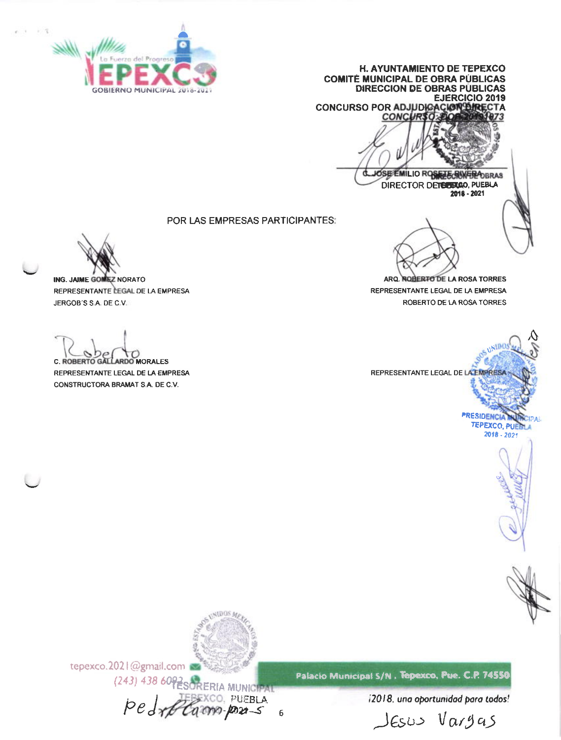La Fuerza del Progreso
TEPEXCO
GOBIERNO MUNICIPAL 2018-2021

**H. AYUNTAMIENTO DE TEPEXCO**
**COMITÉ MUNICIPAL DE OBRA PÚBLICAS**
**DIRECCION DE OBRAS PÚBLICAS**
**EJERCICIO 2019**
**CONCURSO POR ADJUDICACIÓN DIRECTA**
***CONCURSO: PODR20191073***

**C. JOSÉ EMILIO ROSETE RIVERA**
DIRECTOR DE OBRAS

DIRECCIÓN DE OBRAS
TEPEXCO, PUEBLA
2018 - 2021

POR LAS EMPRESAS PARTICIPANTES:

**ING. JAIME GOMEZ NORATO**
REPRESENTANTE LEGAL DE LA EMPRESA
JERGOB'S S.A. DE C.V.

**ARQ. ROBERTO DE LA ROSA TORRES**
REPRESENTANTE LEGAL DE LA EMPRESA
ROBERTO DE LA ROSA TORRES

Roberto
**C. ROBERTO GALLARDO MORALES**
REPRESENTANTE LEGAL DE LA EMPRESA
CONSTRUCTORA BRAMAT S.A. DE C.V.

REPRESENTANTE LEGAL DE LA EMPRESA

PRESIDENCIA MUNICIPAL
TEPEXCO, PUEBLA
2018 - 2021

tepexco.2021@gmail.com
(243) 438 6093

TESORERIA MUNICIPAL
TEPEXCO, PUEBLA

Palacio Municipal S/N . Tepexco, Pue. C.P. 74550

*¡2018, una oportunidad para todos!*

Pedro Campos

Jesus Vargas